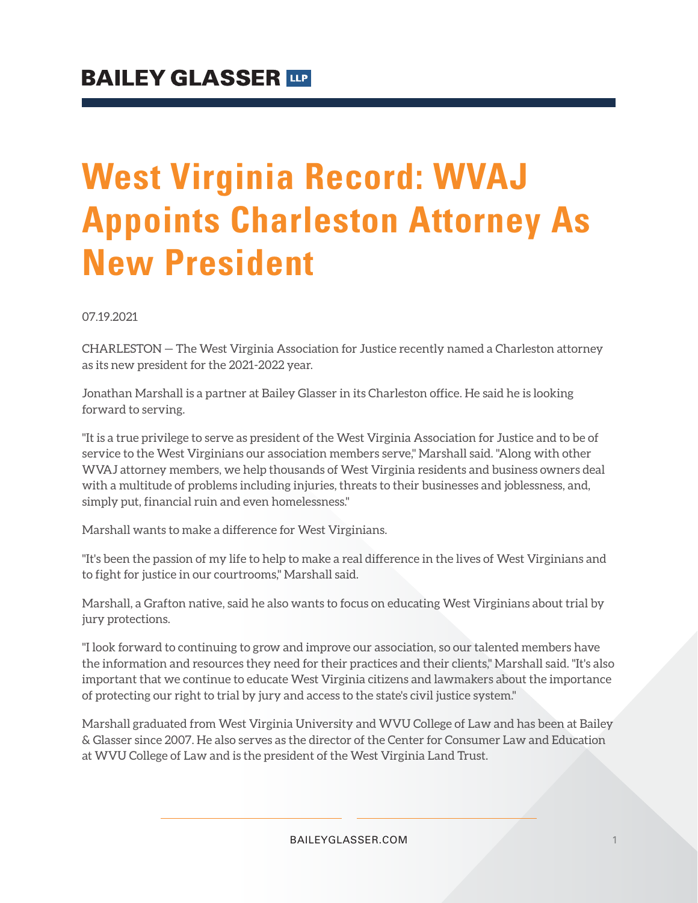# West Virginia Record: WVAJ Appoints Charleston Attorney As New President

07.19.2021

CHARLESTON — The West Virginia Association for Justice recently named a Charleston attorney as its new president for the 2021-2022 year.

Jonathan Marshall is a partner at Bailey Glasser in its Charleston office. He said he is looking forward to serving.

"It is a true privilege to serve as president of the West Virginia Association for Justice and to be of service to the West Virginians our association members serve," Marshall said. "Along with other WVAJ attorney members, we help thousands of West Virginia residents and business owners deal with a multitude of problems including injuries, threats to their businesses and joblessness, and, simply put, financial ruin and even homelessness."

Marshall wants to make a difference for West Virginians.

"It's been the passion of my life to help to make a real difference in the lives of West Virginians and to fight for justice in our courtrooms," Marshall said.

Marshall, a Grafton native, said he also wants to focus on educating West Virginians about trial by jury protections.

"I look forward to continuing to grow and improve our association, so our talented members have the information and resources they need for their practices and their clients," Marshall said. "It's also important that we continue to educate West Virginia citizens and lawmakers about the importance of protecting our right to trial by jury and access to the state's civil justice system."

Marshall graduated from West Virginia University and WVU College of Law and has been at Bailey & Glasser since 2007. He also serves as the director of the Center for Consumer Law and Education at WVU College of Law and is the president of the West Virginia Land Trust.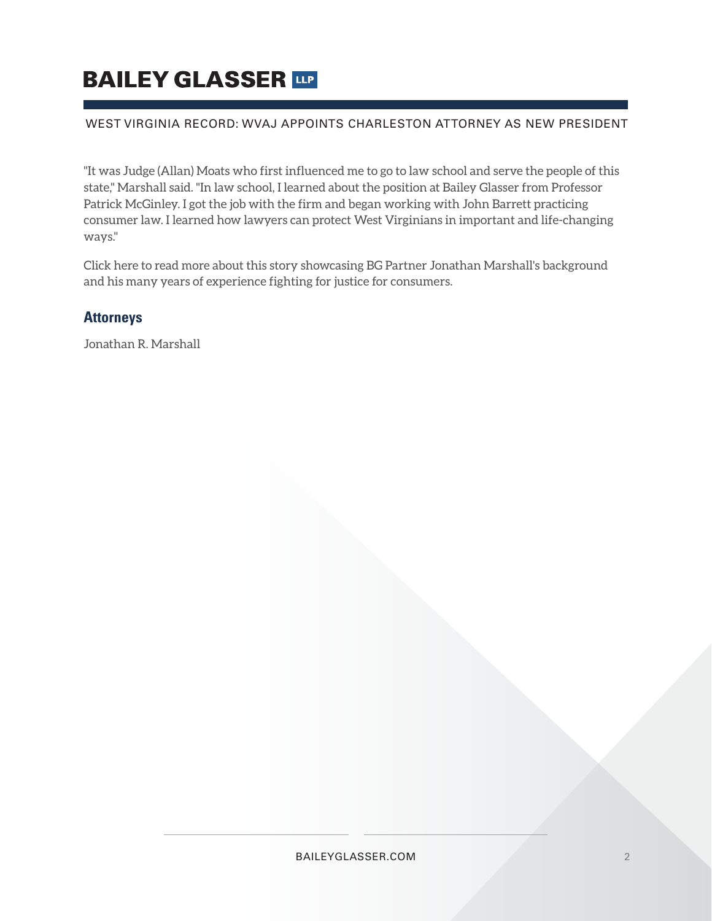"It was Judge (Allan) Moats who first influenced me to go to law school and serve the people of this state," Marshall said. "In law school, I learned about the position at Bailey Glasser from Professor Patrick McGinley. I got the job with the firm and began working with John Barrett practicing consumer law. I learned how lawyers can protect West Virginians in important and life-changing ways."

Click here to read more about this story showcasing BG Partner Jonathan Marshall's background and his many years of experience fighting for justice for consumers.

### Attorneys

Jonathan R. Marshall